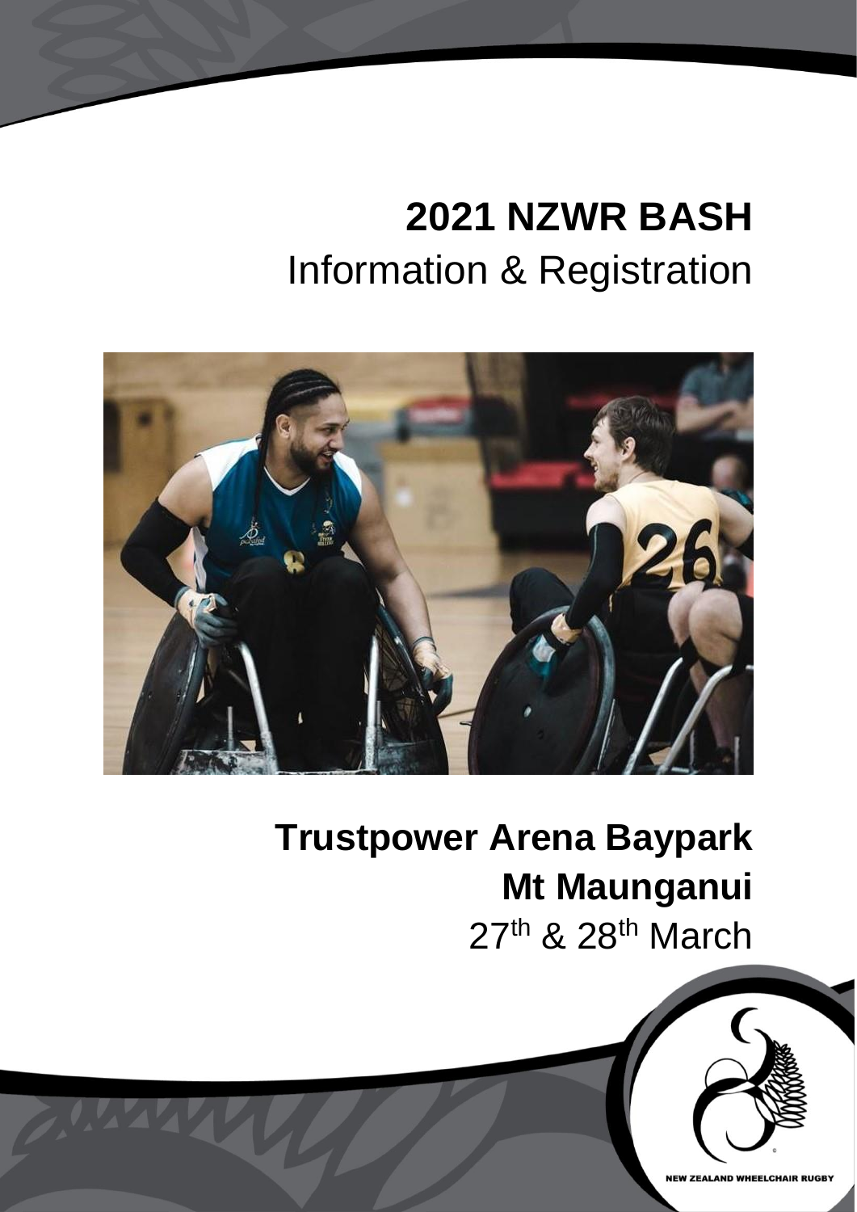# 2021 NZWR BASH

## Information & Registration

**Trustpower Arena Baypark**

**Mt Maunganui**

27th & 28th March

NEW ZEALAND WHEELCHAIR RUGBY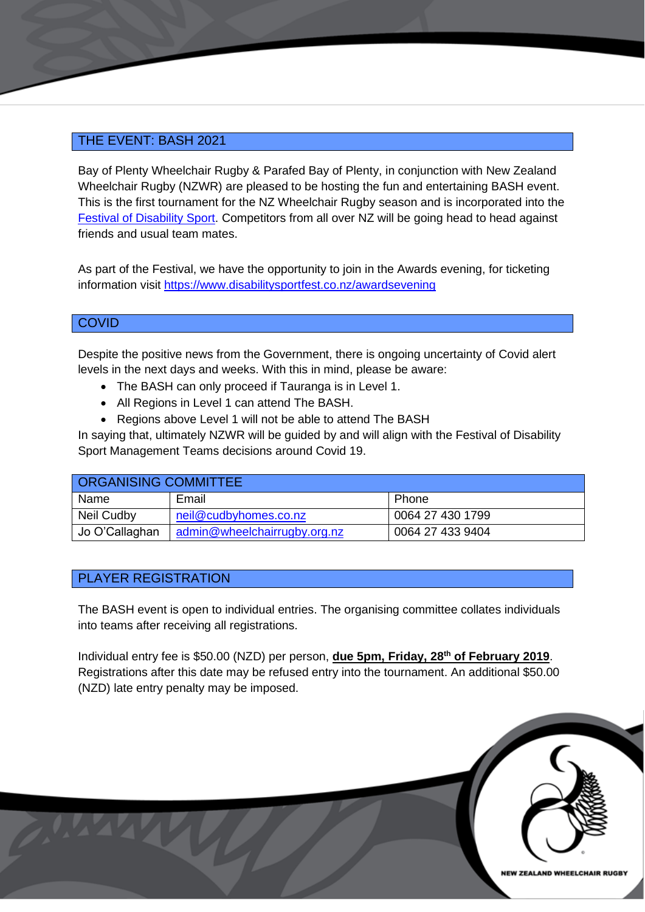## THE EVENT: BASH 2021

Bay of Plenty Wheelchair Rugby & Parafed Bay of Plenty, in conjunction with New Zealand Wheelchair Rugby (NZWR) are pleased to be hosting the fun and entertaining BASH event. This is the first tournament for the NZ Wheelchair Rugby season and is incorporated into the Festival of Disability Sport. Competitors from all over NZ will be going head to head against friends and usual team mates.

As part of the Festival, we have the opportunity to join in the Awards evening, for ticketing information visit https://www.disabilitysportfest.co.nz/awardsevening

## COVID

Despite the positive news from the Government, there is ongoing uncertainty of Covid alert levels in the next days and weeks. With this in mind, please be aware:

- The BASH can only proceed if Tauranga is in Level 1.
- All Regions in Level 1 can attend The BASH.
- Regions above Level 1 will not be able to attend The BASH

In saying that, ultimately NZWR will be guided by and will align with the Festival of Disability Sport Management Teams decisions around Covid 19.

## ORGANISING COMMITTEE

| Name | Email | Phone |
|---|---|---|
| Neil Cudby | neil@cudbyhomes.co.nz | 0064 27 430 1799 |
| Jo O'Callaghan | admin@wheelchairrugby.org.nz | 0064 27 433 9404 |

## PLAYER REGISTRATION

The BASH event is open to individual entries. The organising committee collates individuals into teams after receiving all registrations.

Individual entry fee is $50.00 (NZD) per person, **due 5pm, Friday, 28th of February 2019**. Registrations after this date may be refused entry into the tournament. An additional $50.00 (NZD) late entry penalty may be imposed.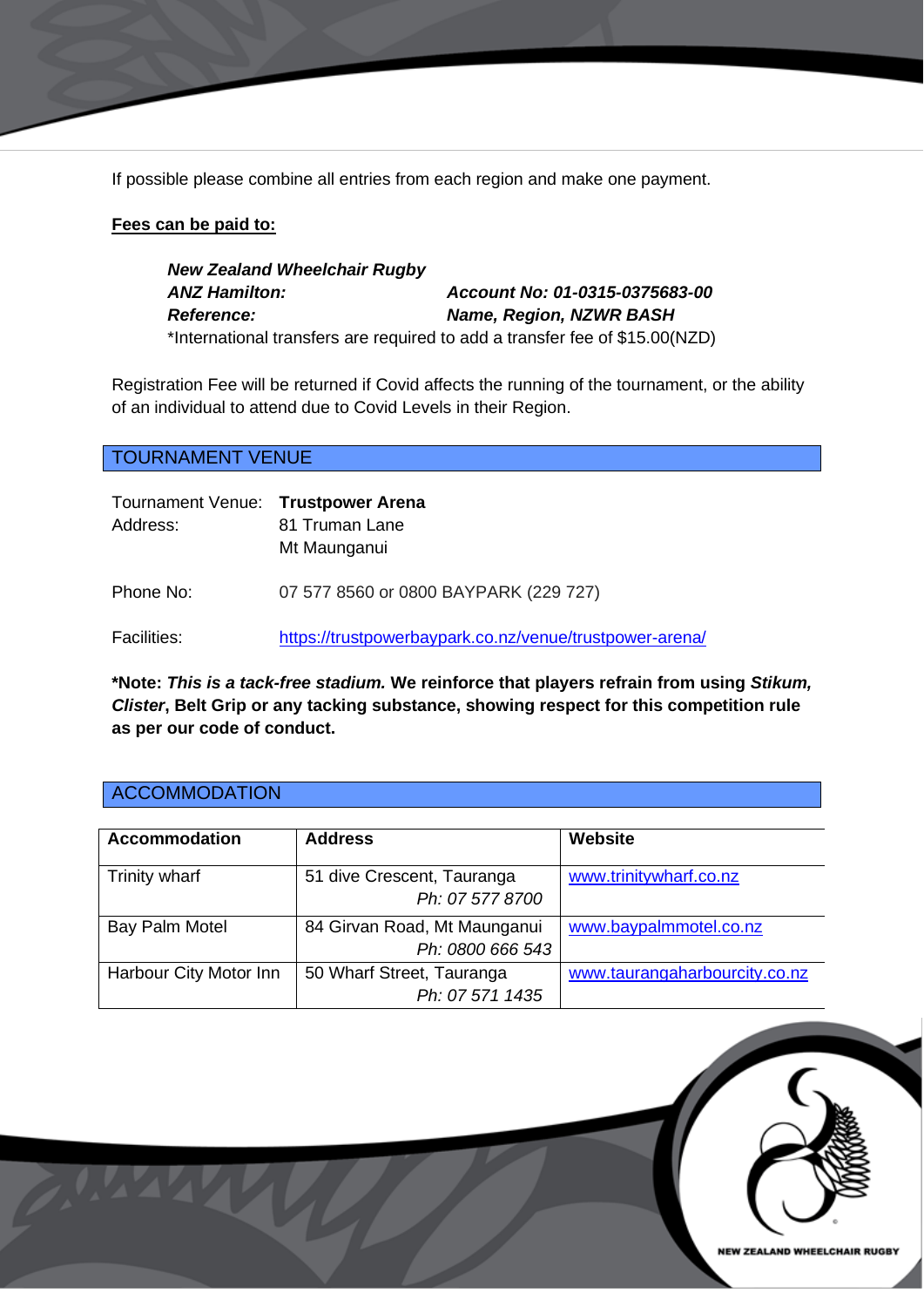If possible please combine all entries from each region and make one payment.

**Fees can be paid to:**

***New Zealand Wheelchair Rugby***
***ANZ Hamilton:*** ***Account No: 01-0315-0375683-00***
***Reference:*** ***Name, Region, NZWR BASH***
*International transfers are required to add a transfer fee of $15.00(NZD)

Registration Fee will be returned if Covid affects the running of the tournament, or the ability of an individual to attend due to Covid Levels in their Region.

## TOURNAMENT VENUE

Tournament Venue: **Trustpower Arena**
Address: 81 Truman Lane
Mt Maunganui

Phone No: 07 577 8560 or 0800 BAYPARK (229 727)

Facilities: https://trustpowerbaypark.co.nz/venue/trustpower-arena/

**\*Note: *This is a tack-free stadium.* We reinforce that players refrain from using *Stikum, Clister*, Belt Grip or any tacking substance, showing respect for this competition rule as per our code of conduct.**

## ACCOMMODATION

| Accommodation | Address | Website |
|---|---|---|
| Trinity wharf | 51 dive Crescent, Tauranga *Ph: 07 577 8700* | www.trinitywharf.co.nz |
| Bay Palm Motel | 84 Girvan Road, Mt Maunganui *Ph: 0800 666 543* | www.baypalmmotel.co.nz |
| Harbour City Motor Inn | 50 Wharf Street, Tauranga *Ph: 07 571 1435* | www.taurangaharbourcity.co.nz |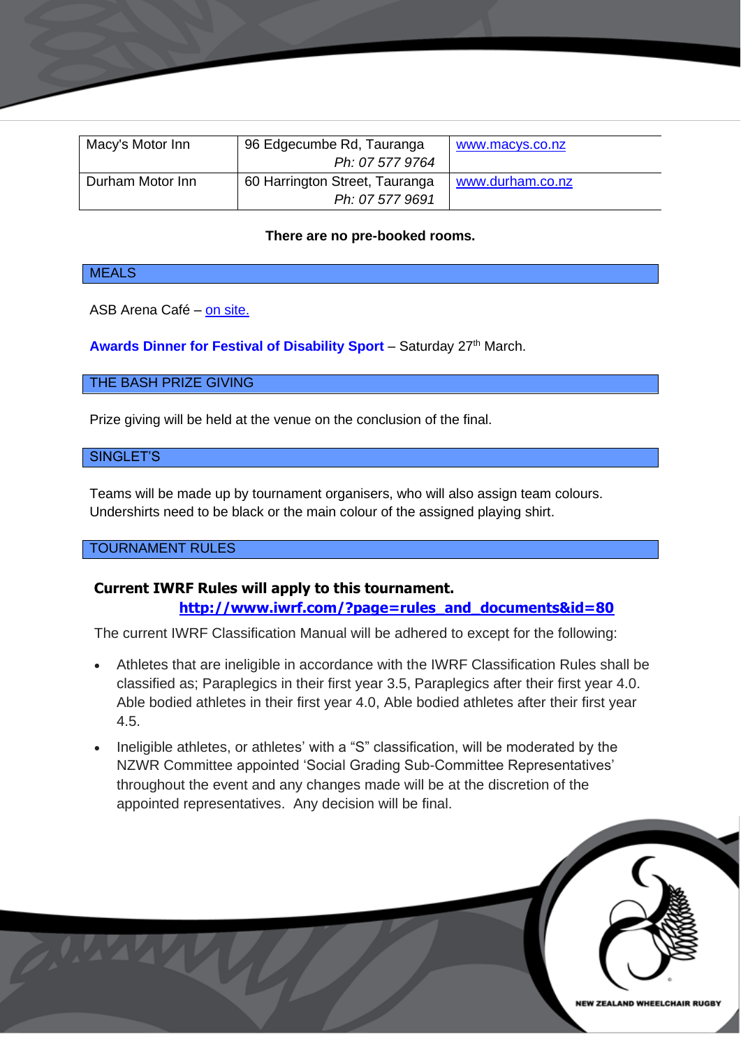| | | |
|---|---|---|
| Macy's Motor Inn | 96 Edgecumbe Rd, Tauranga *Ph: 07 577 9764* | www.macys.co.nz |
| Durham Motor Inn | 60 Harrington Street, Tauranga *Ph: 07 577 9691* | www.durham.co.nz |

**There are no pre-booked rooms.**

## MEALS

ASB Arena Café – on site.

**Awards Dinner for Festival of Disability Sport** – Saturday 27th March.

## THE BASH PRIZE GIVING

Prize giving will be held at the venue on the conclusion of the final.

## SINGLET'S

Teams will be made up by tournament organisers, who will also assign team colours. Undershirts need to be black or the main colour of the assigned playing shirt.

## TOURNAMENT RULES

**Current IWRF Rules will apply to this tournament.**
**http://www.iwrf.com/?page=rules_and_documents&id=80**

The current IWRF Classification Manual will be adhered to except for the following:

- Athletes that are ineligible in accordance with the IWRF Classification Rules shall be classified as; Paraplegics in their first year 3.5, Paraplegics after their first year 4.0. Able bodied athletes in their first year 4.0, Able bodied athletes after their first year 4.5.
- Ineligible athletes, or athletes' with a "S" classification, will be moderated by the NZWR Committee appointed 'Social Grading Sub-Committee Representatives' throughout the event and any changes made will be at the discretion of the appointed representatives. Any decision will be final.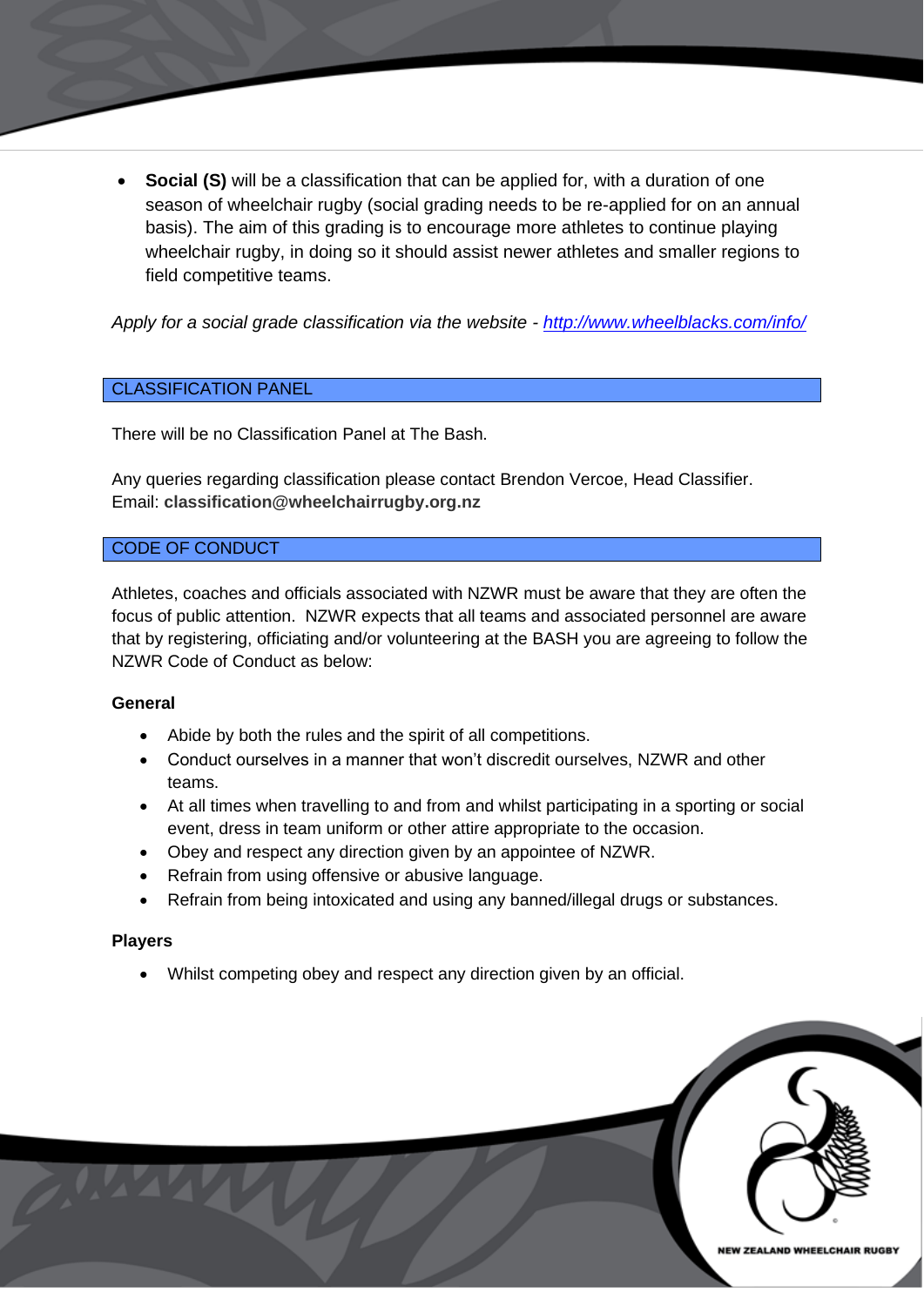- **Social (S)** will be a classification that can be applied for, with a duration of one season of wheelchair rugby (social grading needs to be re-applied for on an annual basis). The aim of this grading is to encourage more athletes to continue playing wheelchair rugby, in doing so it should assist newer athletes and smaller regions to field competitive teams.

*Apply for a social grade classification via the website - http://www.wheelblacks.com/info/*

## CLASSIFICATION PANEL

There will be no Classification Panel at The Bash.

Any queries regarding classification please contact Brendon Vercoe, Head Classifier.
Email: **classification@wheelchairrugby.org.nz**

## CODE OF CONDUCT

Athletes, coaches and officials associated with NZWR must be aware that they are often the focus of public attention. NZWR expects that all teams and associated personnel are aware that by registering, officiating and/or volunteering at the BASH you are agreeing to follow the NZWR Code of Conduct as below:

### General

- Abide by both the rules and the spirit of all competitions.
- Conduct ourselves in a manner that won't discredit ourselves, NZWR and other teams.
- At all times when travelling to and from and whilst participating in a sporting or social event, dress in team uniform or other attire appropriate to the occasion.
- Obey and respect any direction given by an appointee of NZWR.
- Refrain from using offensive or abusive language.
- Refrain from being intoxicated and using any banned/illegal drugs or substances.

### Players

- Whilst competing obey and respect any direction given by an official.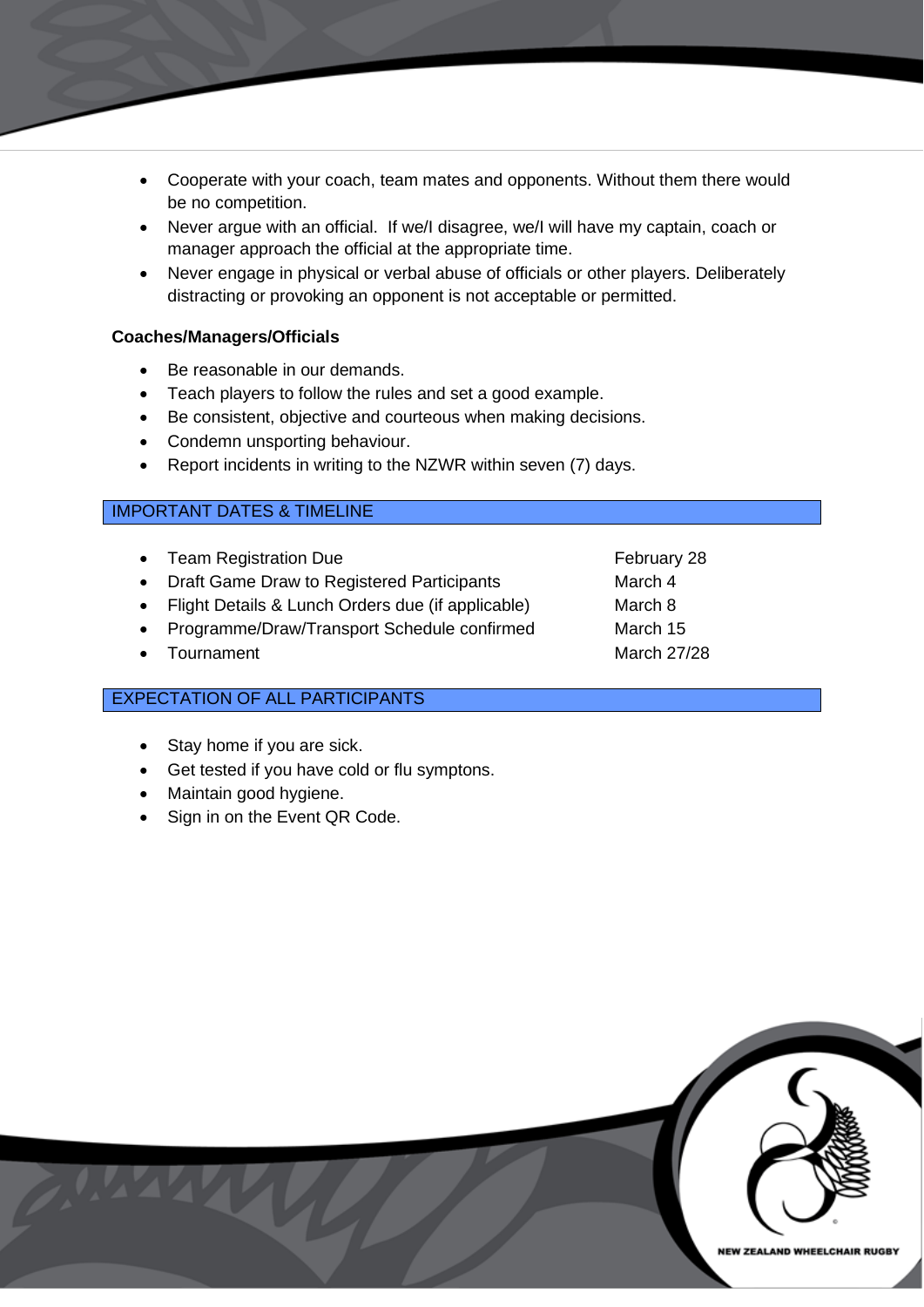- Cooperate with your coach, team mates and opponents. Without them there would be no competition.
- Never argue with an official. If we/I disagree, we/I will have my captain, coach or manager approach the official at the appropriate time.
- Never engage in physical or verbal abuse of officials or other players. Deliberately distracting or provoking an opponent is not acceptable or permitted.

**Coaches/Managers/Officials**

- Be reasonable in our demands.
- Teach players to follow the rules and set a good example.
- Be consistent, objective and courteous when making decisions.
- Condemn unsporting behaviour.
- Report incidents in writing to the NZWR within seven (7) days.

## IMPORTANT DATES & TIMELINE

| | |
|---|---|
| • Team Registration Due | February 28 |
| • Draft Game Draw to Registered Participants | March 4 |
| • Flight Details & Lunch Orders due (if applicable) | March 8 |
| • Programme/Draw/Transport Schedule confirmed | March 15 |
| • Tournament | March 27/28 |

## EXPECTATION OF ALL PARTICIPANTS

- Stay home if you are sick.
- Get tested if you have cold or flu symptons.
- Maintain good hygiene.
- Sign in on the Event QR Code.

NEW ZEALAND WHEELCHAIR RUGBY